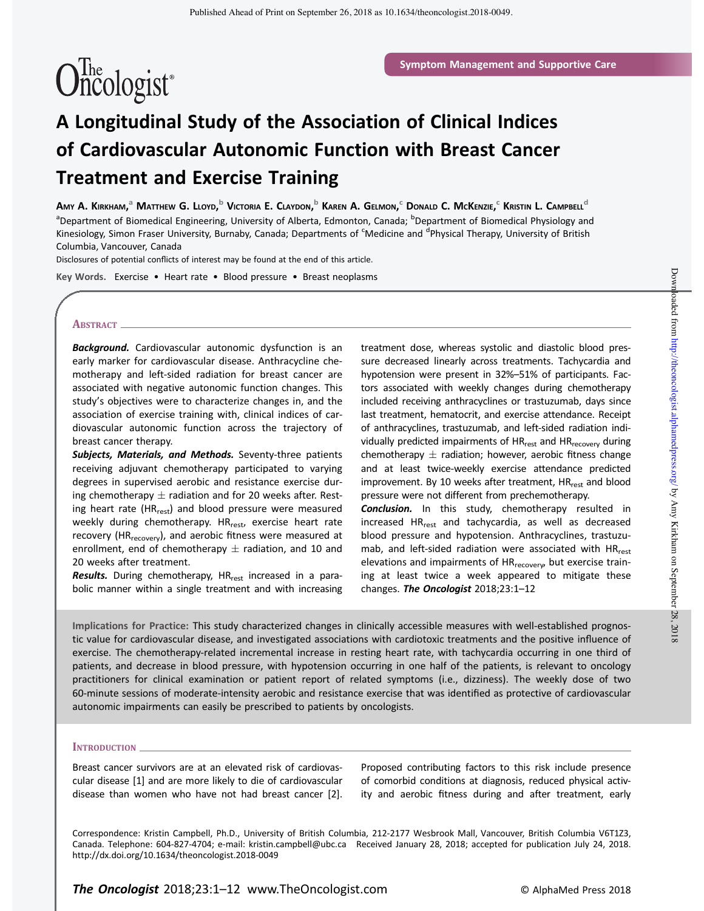Symptom Management and Supportive Care

# A Longitudinal Study of the Association of Clinical Indices of Cardiovascular Autonomic Function with Breast Cancer Treatment and Exercise Training

Amy A. Kirkham,[a] Matthew G. Lloyd,[b] Victoria E. Claydon,[b] Karen A. Gelmon,[c] Donald C. McKenzie,[c] Kristin L. Campbell[d]

[a]Department of Biomedical Engineering, University of Alberta, Edmonton, Canada; [b]Department of Biomedical Physiology and Kinesiology, Simon Fraser University, Burnaby, Canada; Departments of [c]Medicine and [d]Physical Therapy, University of British Columbia, Vancouver, Canada

Disclosures of potential conflicts of interest may be found at the end of this article.

**Key Words.** Exercise • Heart rate • Blood pressure • Breast neoplasms

## Abstract

***Background.*** Cardiovascular autonomic dysfunction is an early marker for cardiovascular disease. Anthracycline chemotherapy and left-sided radiation for breast cancer are associated with negative autonomic function changes. This study's objectives were to characterize changes in, and the association of exercise training with, clinical indices of cardiovascular autonomic function across the trajectory of breast cancer therapy.

***Subjects, Materials, and Methods.*** Seventy-three patients receiving adjuvant chemotherapy participated to varying degrees in supervised aerobic and resistance exercise during chemotherapy ± radiation and for 20 weeks after. Resting heart rate ($HR_{rest}$) and blood pressure were measured weekly during chemotherapy. $HR_{rest}$, exercise heart rate recovery ($HR_{recovery}$), and aerobic fitness were measured at enrollment, end of chemotherapy ± radiation, and 10 and 20 weeks after treatment.

***Results.*** During chemotherapy, $HR_{rest}$ increased in a parabolic manner within a single treatment and with increasing treatment dose, whereas systolic and diastolic blood pressure decreased linearly across treatments. Tachycardia and hypotension were present in 32%–51% of participants. Factors associated with weekly changes during chemotherapy included receiving anthracyclines or trastuzumab, days since last treatment, hematocrit, and exercise attendance. Receipt of anthracyclines, trastuzumab, and left-sided radiation individually predicted impairments of $HR_{rest}$ and $HR_{recovery}$ during chemotherapy ± radiation; however, aerobic fitness change and at least twice-weekly exercise attendance predicted improvement. By 10 weeks after treatment, $HR_{rest}$ and blood pressure were not different from prechemotherapy.

***Conclusion.*** In this study, chemotherapy resulted in increased $HR_{rest}$ and tachycardia, as well as decreased blood pressure and hypotension. Anthracyclines, trastuzumab, and left-sided radiation were associated with $HR_{rest}$ elevations and impairments of $HR_{recovery}$, but exercise training at least twice a week appeared to mitigate these changes. ***The Oncologist*** 2018;23:1–12

**Implications for Practice:** This study characterized changes in clinically accessible measures with well-established prognostic value for cardiovascular disease, and investigated associations with cardiotoxic treatments and the positive influence of exercise. The chemotherapy-related incremental increase in resting heart rate, with tachycardia occurring in one third of patients, and decrease in blood pressure, with hypotension occurring in one half of the patients, is relevant to oncology practitioners for clinical examination or patient report of related symptoms (i.e., dizziness). The weekly dose of two 60-minute sessions of moderate-intensity aerobic and resistance exercise that was identified as protective of cardiovascular autonomic impairments can easily be prescribed to patients by oncologists.

## Introduction

Breast cancer survivors are at an elevated risk of cardiovascular disease [1] and are more likely to die of cardiovascular disease than women who have not had breast cancer [2]. Proposed contributing factors to this risk include presence of comorbid conditions at diagnosis, reduced physical activity and aerobic fitness during and after treatment, early

Correspondence: Kristin Campbell, Ph.D., University of British Columbia, 212-2177 Wesbrook Mall, Vancouver, British Columbia V6T1Z3, Canada. Telephone: 604-827-4704; e-mail: kristin.campbell@ubc.ca Received January 28, 2018; accepted for publication July 24, 2018. http://dx.doi.org/10.1634/theoncologist.2018-0049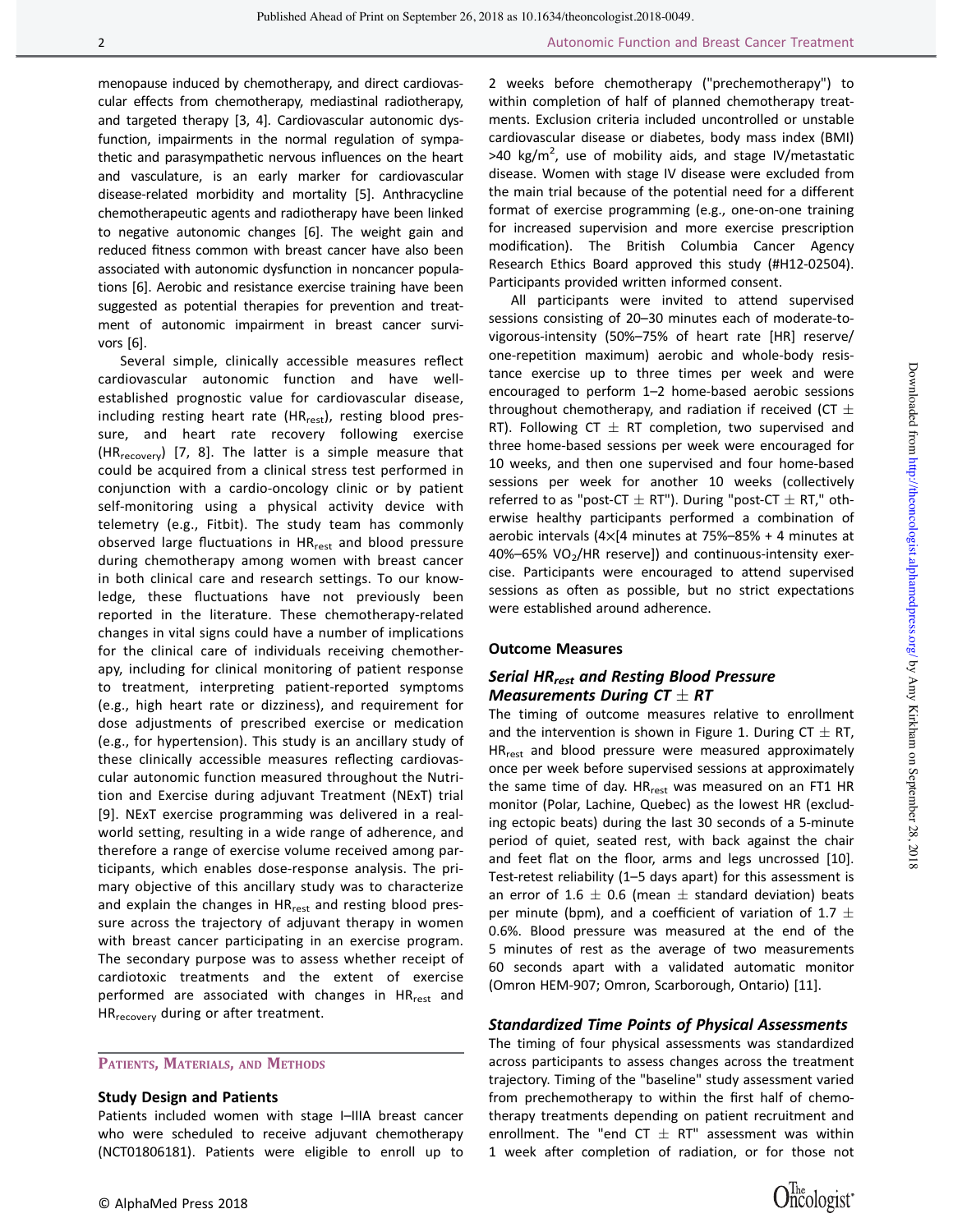menopause induced by chemotherapy, and direct cardiovascular effects from chemotherapy, mediastinal radiotherapy, and targeted therapy [3, 4]. Cardiovascular autonomic dysfunction, impairments in the normal regulation of sympathetic and parasympathetic nervous influences on the heart and vasculature, is an early marker for cardiovascular disease-related morbidity and mortality [5]. Anthracycline chemotherapeutic agents and radiotherapy have been linked to negative autonomic changes [6]. The weight gain and reduced fitness common with breast cancer have also been associated with autonomic dysfunction in noncancer populations [6]. Aerobic and resistance exercise training have been suggested as potential therapies for prevention and treatment of autonomic impairment in breast cancer survivors [6].

Several simple, clinically accessible measures reflect cardiovascular autonomic function and have well-established prognostic value for cardiovascular disease, including resting heart rate ($HR_{rest}$), resting blood pressure, and heart rate recovery following exercise ($HR_{recovery}$) [7, 8]. The latter is a simple measure that could be acquired from a clinical stress test performed in conjunction with a cardio-oncology clinic or by patient self-monitoring using a physical activity device with telemetry (e.g., Fitbit). The study team has commonly observed large fluctuations in $HR_{rest}$ and blood pressure during chemotherapy among women with breast cancer in both clinical care and research settings. To our knowledge, these fluctuations have not previously been reported in the literature. These chemotherapy-related changes in vital signs could have a number of implications for the clinical care of individuals receiving chemotherapy, including for clinical monitoring of patient response to treatment, interpreting patient-reported symptoms (e.g., high heart rate or dizziness), and requirement for dose adjustments of prescribed exercise or medication (e.g., for hypertension). This study is an ancillary study of these clinically accessible measures reflecting cardiovascular autonomic function measured throughout the Nutrition and Exercise during adjuvant Treatment (NExT) trial [9]. NExT exercise programming was delivered in a real-world setting, resulting in a wide range of adherence, and therefore a range of exercise volume received among participants, which enables dose-response analysis. The primary objective of this ancillary study was to characterize and explain the changes in $HR_{rest}$ and resting blood pressure across the trajectory of adjuvant therapy in women with breast cancer participating in an exercise program. The secondary purpose was to assess whether receipt of cardiotoxic treatments and the extent of exercise performed are associated with changes in $HR_{rest}$ and $HR_{recovery}$ during or after treatment.

## Patients, Materials, and Methods

### Study Design and Patients

Patients included women with stage I–IIIA breast cancer who were scheduled to receive adjuvant chemotherapy (NCT01806181). Patients were eligible to enroll up to 2 weeks before chemotherapy ("prechemotherapy") to within completion of half of planned chemotherapy treatments. Exclusion criteria included uncontrolled or unstable cardiovascular disease or diabetes, body mass index (BMI) >40 kg/m$^2$, use of mobility aids, and stage IV/metastatic disease. Women with stage IV disease were excluded from the main trial because of the potential need for a different format of exercise programming (e.g., one-on-one training for increased supervision and more exercise prescription modification). The British Columbia Cancer Agency Research Ethics Board approved this study (#H12-02504). Participants provided written informed consent.

All participants were invited to attend supervised sessions consisting of 20–30 minutes each of moderate-to-vigorous-intensity (50%–75% of heart rate [HR] reserve/one-repetition maximum) aerobic and whole-body resistance exercise up to three times per week and were encouraged to perform 1–2 home-based aerobic sessions throughout chemotherapy, and radiation if received (CT $\pm$ RT). Following CT $\pm$ RT completion, two supervised and three home-based sessions per week were encouraged for 10 weeks, and then one supervised and four home-based sessions per week for another 10 weeks (collectively referred to as "post-CT $\pm$ RT"). During "post-CT $\pm$ RT," otherwise healthy participants performed a combination of aerobic intervals (4×[4 minutes at 75%–85% + 4 minutes at 40%–65% $VO_2$/HR reserve]) and continuous-intensity exercise. Participants were encouraged to attend supervised sessions as often as possible, but no strict expectations were established around adherence.

### Outcome Measures

#### *Serial $HR_{rest}$ and Resting Blood Pressure Measurements During CT $\pm$ RT*

The timing of outcome measures relative to enrollment and the intervention is shown in Figure 1. During CT $\pm$ RT, $HR_{rest}$ and blood pressure were measured approximately once per week before supervised sessions at approximately the same time of day. $HR_{rest}$ was measured on an FT1 HR monitor (Polar, Lachine, Quebec) as the lowest HR (excluding ectopic beats) during the last 30 seconds of a 5-minute period of quiet, seated rest, with back against the chair and feet flat on the floor, arms and legs uncrossed [10]. Test-retest reliability (1–5 days apart) for this assessment is an error of 1.6 $\pm$ 0.6 (mean $\pm$ standard deviation) beats per minute (bpm), and a coefficient of variation of 1.7 $\pm$ 0.6%. Blood pressure was measured at the end of the 5 minutes of rest as the average of two measurements 60 seconds apart with a validated automatic monitor (Omron HEM-907; Omron, Scarborough, Ontario) [11].

#### *Standardized Time Points of Physical Assessments*

The timing of four physical assessments was standardized across participants to assess changes across the treatment trajectory. Timing of the "baseline" study assessment varied from prechemotherapy to within the first half of chemotherapy treatments depending on patient recruitment and enrollment. The "end CT $\pm$ RT" assessment was within 1 week after completion of radiation, or for those not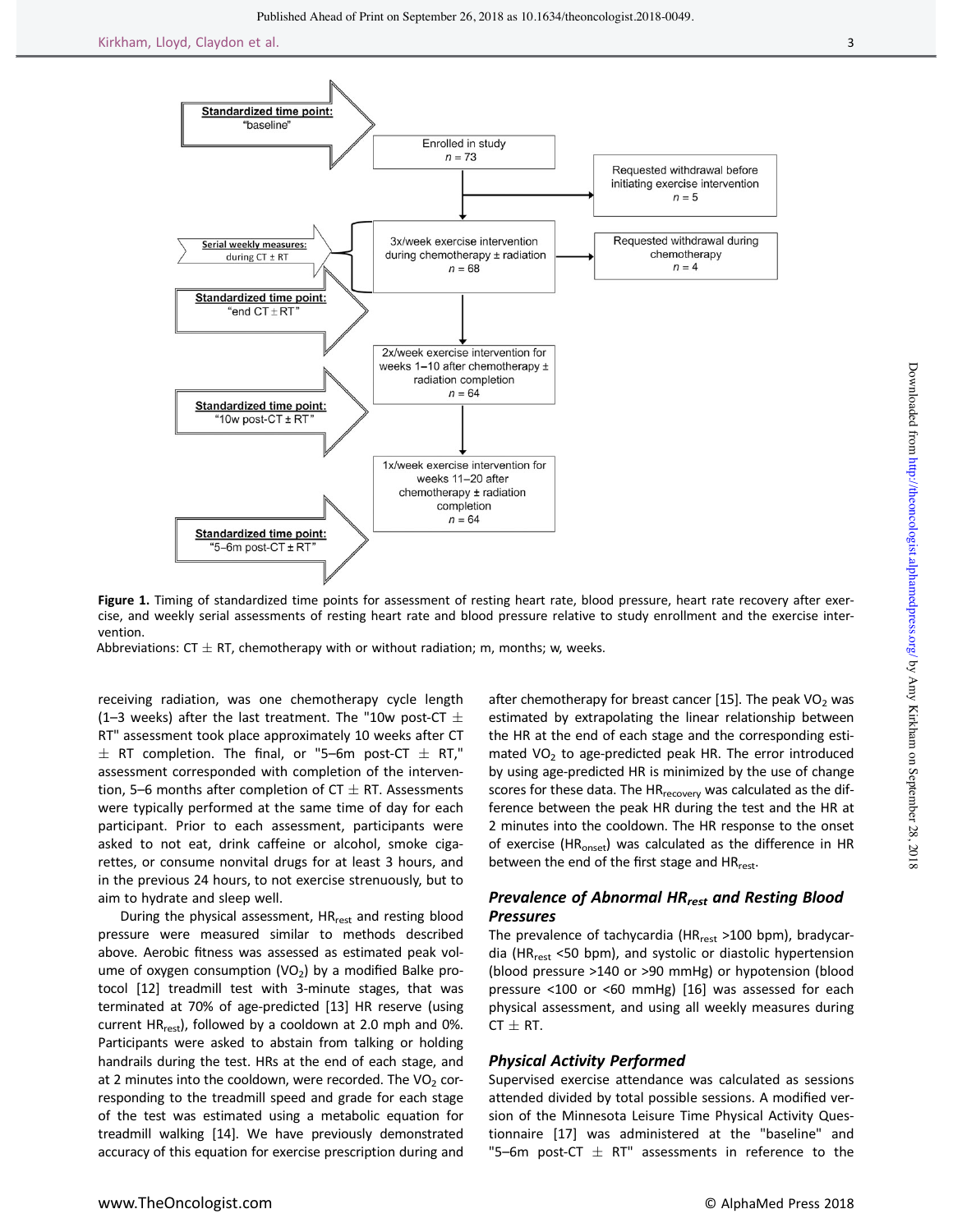Figure 1. Timing of standardized time points for assessment of resting heart rate, blood pressure, heart rate recovery after exercise, and weekly serial assessments of resting heart rate and blood pressure relative to study enrollment and the exercise intervention.

Abbreviations: CT ± RT, chemotherapy with or without radiation; m, months; w, weeks.

receiving radiation, was one chemotherapy cycle length (1–3 weeks) after the last treatment. The "10w post-CT ± RT" assessment took place approximately 10 weeks after CT ± RT completion. The final, or "5–6m post-CT ± RT," assessment corresponded with completion of the intervention, 5–6 months after completion of CT ± RT. Assessments were typically performed at the same time of day for each participant. Prior to each assessment, participants were asked to not eat, drink caffeine or alcohol, smoke cigarettes, or consume nonvital drugs for at least 3 hours, and in the previous 24 hours, to not exercise strenuously, but to aim to hydrate and sleep well.

During the physical assessment, $HR_{rest}$ and resting blood pressure were measured similar to methods described above. Aerobic fitness was assessed as estimated peak volume of oxygen consumption ($VO_2$) by a modified Balke protocol [12] treadmill test with 3-minute stages, that was terminated at 70% of age-predicted [13] HR reserve (using current $HR_{rest}$), followed by a cooldown at 2.0 mph and 0%. Participants were asked to abstain from talking or holding handrails during the test. HRs at the end of each stage, and at 2 minutes into the cooldown, were recorded. The $VO_2$ corresponding to the treadmill speed and grade for each stage of the test was estimated using a metabolic equation for treadmill walking [14]. We have previously demonstrated accuracy of this equation for exercise prescription during and after chemotherapy for breast cancer [15]. The peak $VO_2$ was estimated by extrapolating the linear relationship between the HR at the end of each stage and the corresponding estimated $VO_2$ to age-predicted peak HR. The error introduced by using age-predicted HR is minimized by the use of change scores for these data. The $HR_{recovery}$ was calculated as the difference between the peak HR during the test and the HR at 2 minutes into the cooldown. The HR response to the onset of exercise ($HR_{onset}$) was calculated as the difference in HR between the end of the first stage and $HR_{rest}$.

### Prevalence of Abnormal $HR_{rest}$ and Resting Blood Pressures

The prevalence of tachycardia ($HR_{rest}$ >100 bpm), bradycardia ($HR_{rest}$ <50 bpm), and systolic or diastolic hypertension (blood pressure >140 or >90 mmHg) or hypotension (blood pressure <100 or <60 mmHg) [16] was assessed for each physical assessment, and using all weekly measures during CT ± RT.

### Physical Activity Performed

Supervised exercise attendance was calculated as sessions attended divided by total possible sessions. A modified version of the Minnesota Leisure Time Physical Activity Questionnaire [17] was administered at the "baseline" and "5–6m post-CT ± RT" assessments in reference to the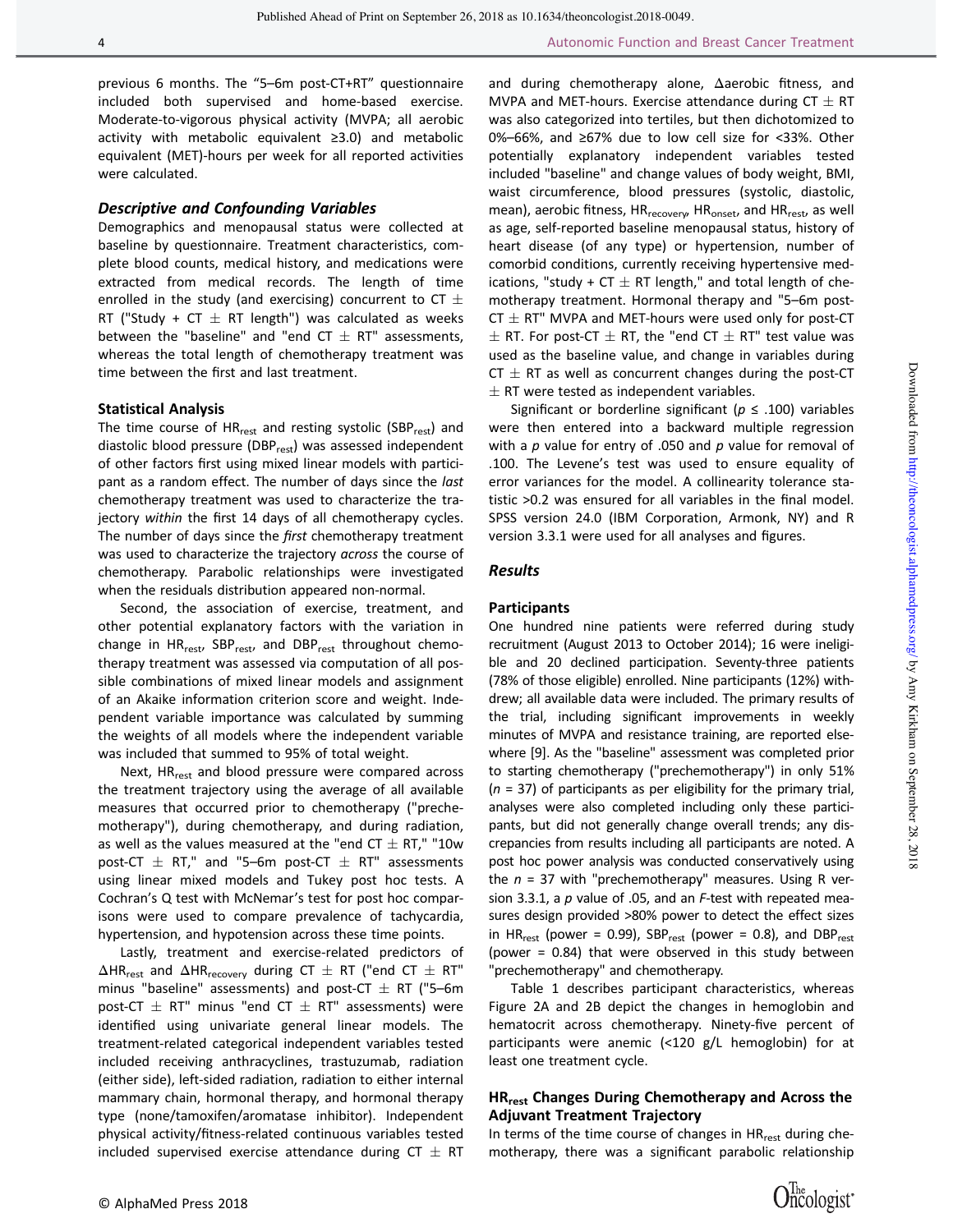previous 6 months. The "5–6m post-CT+RT" questionnaire included both supervised and home-based exercise. Moderate-to-vigorous physical activity (MVPA; all aerobic activity with metabolic equivalent ≥3.0) and metabolic equivalent (MET)-hours per week for all reported activities were calculated.

### Descriptive and Confounding Variables

Demographics and menopausal status were collected at baseline by questionnaire. Treatment characteristics, complete blood counts, medical history, and medications were extracted from medical records. The length of time enrolled in the study (and exercising) concurrent to CT ± RT ("Study + CT ± RT length") was calculated as weeks between the "baseline" and "end CT ± RT" assessments, whereas the total length of chemotherapy treatment was time between the first and last treatment.

#### Statistical Analysis

The time course of $HR_{rest}$ and resting systolic ($SBP_{rest}$) and diastolic blood pressure ($DBP_{rest}$) was assessed independent of other factors first using mixed linear models with participant as a random effect. The number of days since the *last* chemotherapy treatment was used to characterize the trajectory *within* the first 14 days of all chemotherapy cycles. The number of days since the *first* chemotherapy treatment was used to characterize the trajectory *across* the course of chemotherapy. Parabolic relationships were investigated when the residuals distribution appeared non-normal.

Second, the association of exercise, treatment, and other potential explanatory factors with the variation in change in $HR_{rest}$, $SBP_{rest}$, and $DBP_{rest}$ throughout chemotherapy treatment was assessed via computation of all possible combinations of mixed linear models and assignment of an Akaike information criterion score and weight. Independent variable importance was calculated by summing the weights of all models where the independent variable was included that summed to 95% of total weight.

Next, $HR_{rest}$ and blood pressure were compared across the treatment trajectory using the average of all available measures that occurred prior to chemotherapy ("prechemotherapy"), during chemotherapy, and during radiation, as well as the values measured at the "end CT ± RT," "10w post-CT ± RT," and "5–6m post-CT ± RT" assessments using linear mixed models and Tukey post hoc tests. A Cochran's Q test with McNemar's test for post hoc comparisons were used to compare prevalence of tachycardia, hypertension, and hypotension across these time points.

Lastly, treatment and exercise-related predictors of $\Delta HR_{rest}$ and $\Delta HR_{recovery}$ during CT ± RT ("end CT ± RT" minus "baseline" assessments) and post-CT ± RT ("5–6m post-CT ± RT" minus "end CT ± RT" assessments) were identified using univariate general linear models. The treatment-related categorical independent variables tested included receiving anthracyclines, trastuzumab, radiation (either side), left-sided radiation, radiation to either internal mammary chain, hormonal therapy, and hormonal therapy type (none/tamoxifen/aromatase inhibitor). Independent physical activity/fitness-related continuous variables tested included supervised exercise attendance during CT ± RT and during chemotherapy alone, Δaerobic fitness, and MVPA and MET-hours. Exercise attendance during CT ± RT was also categorized into tertiles, but then dichotomized to 0%–66%, and ≥67% due to low cell size for <33%. Other potentially explanatory independent variables tested included "baseline" and change values of body weight, BMI, waist circumference, blood pressures (systolic, diastolic, mean), aerobic fitness, $HR_{recovery}$, $HR_{onset}$, and $HR_{rest}$, as well as age, self-reported baseline menopausal status, history of heart disease (of any type) or hypertension, number of comorbid conditions, currently receiving hypertensive medications, "study + CT ± RT length," and total length of chemotherapy treatment. Hormonal therapy and "5–6m post-CT ± RT" MVPA and MET-hours were used only for post-CT ± RT. For post-CT ± RT, the "end CT ± RT" test value was used as the baseline value, and change in variables during CT ± RT as well as concurrent changes during the post-CT ± RT were tested as independent variables.

Significant or borderline significant ($p \leq .100$) variables were then entered into a backward multiple regression with a $p$ value for entry of .050 and $p$ value for removal of .100. The Levene's test was used to ensure equality of error variances for the model. A collinearity tolerance statistic >0.2 was ensured for all variables in the final model. SPSS version 24.0 (IBM Corporation, Armonk, NY) and R version 3.3.1 were used for all analyses and figures.

## Results

#### Participants

One hundred nine patients were referred during study recruitment (August 2013 to October 2014); 16 were ineligible and 20 declined participation. Seventy-three patients (78% of those eligible) enrolled. Nine participants (12%) withdrew; all available data were included. The primary results of the trial, including significant improvements in weekly minutes of MVPA and resistance training, are reported elsewhere [9]. As the "baseline" assessment was completed prior to starting chemotherapy ("prechemotherapy") in only 51% ($n$ = 37) of participants as per eligibility for the primary trial, analyses were also completed including only these participants, but did not generally change overall trends; any discrepancies from results including all participants are noted. A post hoc power analysis was conducted conservatively using the $n$ = 37 with "prechemotherapy" measures. Using R version 3.3.1, a $p$ value of .05, and an $F$-test with repeated measures design provided >80% power to detect the effect sizes in $HR_{rest}$ (power = 0.99), $SBP_{rest}$ (power = 0.8), and $DBP_{rest}$ (power = 0.84) that were observed in this study between "prechemotherapy" and chemotherapy.

Table 1 describes participant characteristics, whereas Figure 2A and 2B depict the changes in hemoglobin and hematocrit across chemotherapy. Ninety-five percent of participants were anemic (<120 g/L hemoglobin) for at least one treatment cycle.

#### $HR_{rest}$ Changes During Chemotherapy and Across the Adjuvant Treatment Trajectory

In terms of the time course of changes in $HR_{rest}$ during chemotherapy, there was a significant parabolic relationship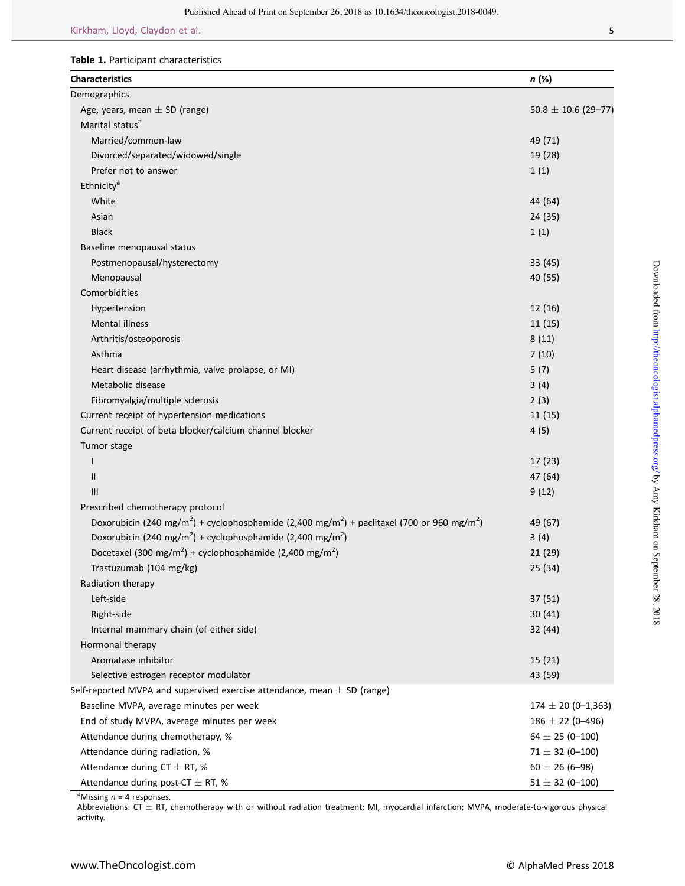**Table 1.** Participant characteristics

| Characteristics | *n* (%) |
|---|---|
| Demographics | |
| Age, years, mean ± SD (range) | 50.8 ± 10.6 (29–77) |
| Marital status[a] | |
| Married/common-law | 49 (71) |
| Divorced/separated/widowed/single | 19 (28) |
| Prefer not to answer | 1 (1) |
| Ethnicity[a] | |
| White | 44 (64) |
| Asian | 24 (35) |
| Black | 1 (1) |
| Baseline menopausal status | |
| Postmenopausal/hysterectomy | 33 (45) |
| Menopausal | 40 (55) |
| Comorbidities | |
| Hypertension | 12 (16) |
| Mental illness | 11 (15) |
| Arthritis/osteoporosis | 8 (11) |
| Asthma | 7 (10) |
| Heart disease (arrhythmia, valve prolapse, or MI) | 5 (7) |
| Metabolic disease | 3 (4) |
| Fibromyalgia/multiple sclerosis | 2 (3) |
| Current receipt of hypertension medications | 11 (15) |
| Current receipt of beta blocker/calcium channel blocker | 4 (5) |
| Tumor stage | |
| I | 17 (23) |
| II | 47 (64) |
| III | 9 (12) |
| Prescribed chemotherapy protocol | |
| Doxorubicin (240 mg/m$^2$) + cyclophosphamide (2,400 mg/m$^2$) + paclitaxel (700 or 960 mg/m$^2$) | 49 (67) |
| Doxorubicin (240 mg/m$^2$) + cyclophosphamide (2,400 mg/m$^2$) | 3 (4) |
| Docetaxel (300 mg/m$^2$) + cyclophosphamide (2,400 mg/m$^2$) | 21 (29) |
| Trastuzumab (104 mg/kg) | 25 (34) |
| Radiation therapy | |
| Left-side | 37 (51) |
| Right-side | 30 (41) |
| Internal mammary chain (of either side) | 32 (44) |
| Hormonal therapy | |
| Aromatase inhibitor | 15 (21) |
| Selective estrogen receptor modulator | 43 (59) |
| Self-reported MVPA and supervised exercise attendance, mean ± SD (range) | |
| Baseline MVPA, average minutes per week | 174 ± 20 (0–1,363) |
| End of study MVPA, average minutes per week | 186 ± 22 (0–496) |
| Attendance during chemotherapy, % | 64 ± 25 (0–100) |
| Attendance during radiation, % | 71 ± 32 (0–100) |
| Attendance during CT ± RT, % | 60 ± 26 (6–98) |
| Attendance during post-CT ± RT, % | 51 ± 32 (0–100) |

[a]Missing *n* = 4 responses.

Abbreviations: CT ± RT, chemotherapy with or without radiation treatment; MI, myocardial infarction; MVPA, moderate-to-vigorous physical activity.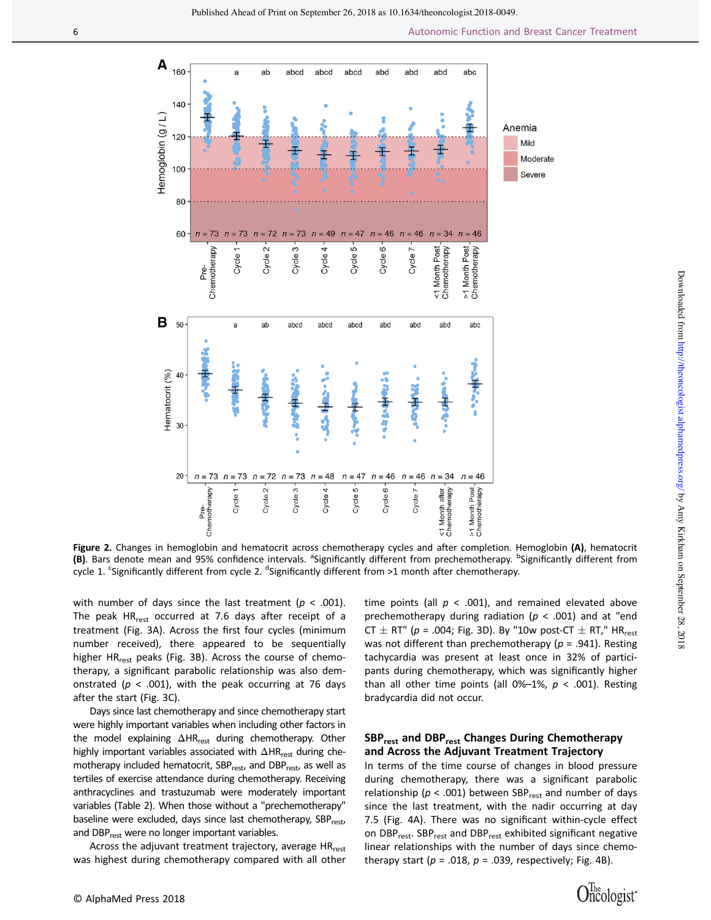**Figure 2.** Changes in hemoglobin and hematocrit across chemotherapy cycles and after completion. Hemoglobin **(A)**, hematocrit **(B)**. Bars denote mean and 95% confidence intervals. [a]Significantly different from prechemotherapy. [b]Significantly different from cycle 1. [c]Significantly different from cycle 2. [d]Significantly different from >1 month after chemotherapy.

with number of days since the last treatment ($p < .001$). The peak $HR_{rest}$ occurred at 7.6 days after receipt of a treatment (Fig. 3A). Across the first four cycles (minimum number received), there appeared to be sequentially higher $HR_{rest}$ peaks (Fig. 3B). Across the course of chemotherapy, a significant parabolic relationship was also demonstrated ($p < .001$), with the peak occurring at 76 days after the start (Fig. 3C).

Days since last chemotherapy and since chemotherapy start were highly important variables when including other factors in the model explaining $\Delta HR_{rest}$ during chemotherapy. Other highly important variables associated with $\Delta HR_{rest}$ during chemotherapy included hematocrit, $SBP_{rest}$, and $DBP_{rest}$, as well as tertiles of exercise attendance during chemotherapy. Receiving anthracyclines and trastuzumab were moderately important variables (Table 2). When those without a "prechemotherapy" baseline were excluded, days since last chemotherapy, $SBP_{rest}$, and $DBP_{rest}$ were no longer important variables.

Across the adjuvant treatment trajectory, average $HR_{rest}$ was highest during chemotherapy compared with all other time points (all $p < .001$), and remained elevated above prechemotherapy during radiation ($p < .001$) and at "end CT ± RT" ($p = .004$; Fig. 3D). By "10w post-CT ± RT," $HR_{rest}$ was not different than prechemotherapy ($p = .941$). Resting tachycardia was present at least once in 32% of participants during chemotherapy, which was significantly higher than all other time points (all 0%–1%, $p < .001$). Resting bradycardia did not occur.

## $SBP_{rest}$ and $DBP_{rest}$ Changes During Chemotherapy and Across the Adjuvant Treatment Trajectory

In terms of the time course of changes in blood pressure during chemotherapy, there was a significant parabolic relationship ($p < .001$) between $SBP_{rest}$ and number of days since the last treatment, with the nadir occurring at day 7.5 (Fig. 4A). There was no significant within-cycle effect on $DBP_{rest}$. $SBP_{rest}$ and $DBP_{rest}$ exhibited significant negative linear relationships with the number of days since chemotherapy start ($p = .018$, $p = .039$, respectively; Fig. 4B).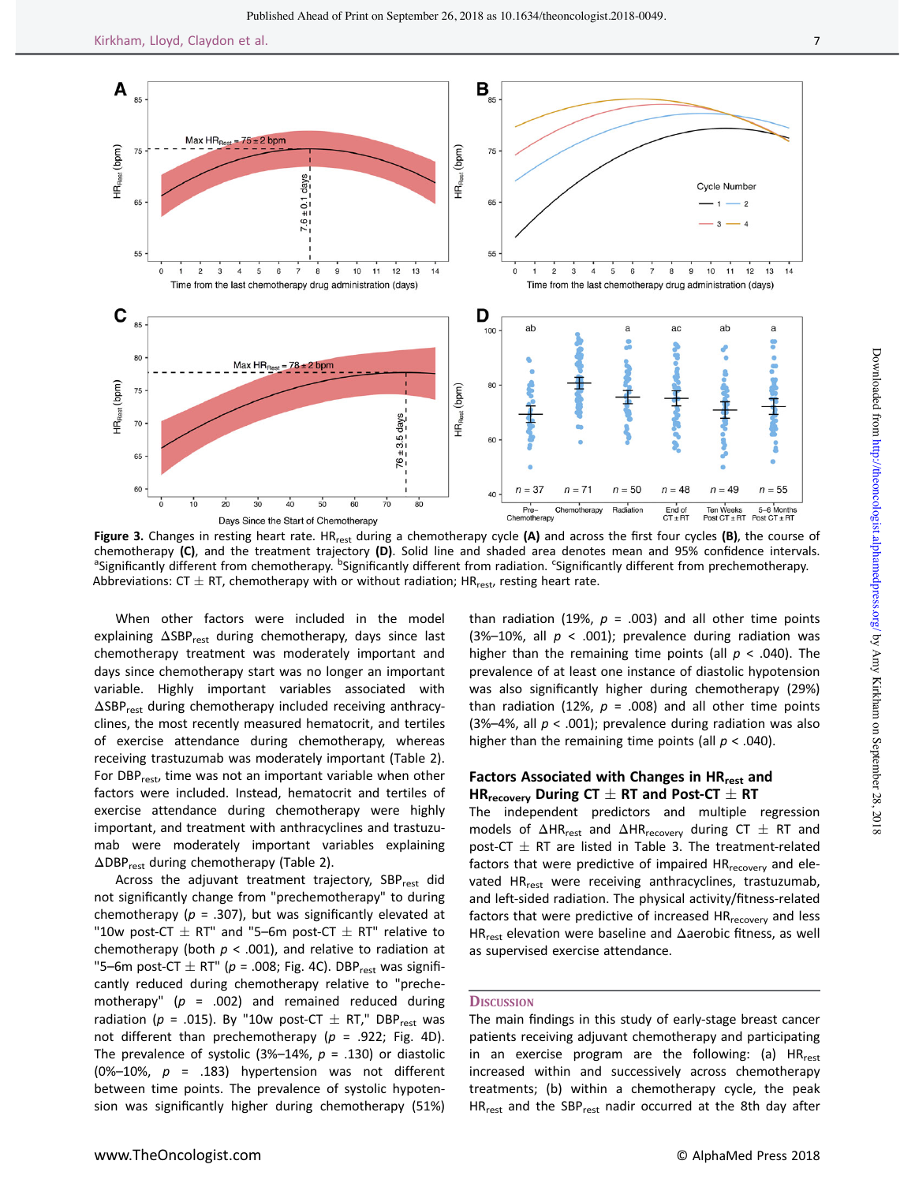**Figure 3.** Changes in resting heart rate. $HR_{rest}$ during a chemotherapy cycle **(A)** and across the first four cycles **(B)**, the course of chemotherapy **(C)**, and the treatment trajectory **(D)**. Solid line and shaded area denotes mean and 95% confidence intervals. [a]Significantly different from chemotherapy. [b]Significantly different from radiation. [c]Significantly different from prechemotherapy.
Abbreviations: CT ± RT, chemotherapy with or without radiation; $HR_{rest}$, resting heart rate.

When other factors were included in the model explaining $\Delta SBP_{rest}$ during chemotherapy, days since last chemotherapy treatment was moderately important and days since chemotherapy start was no longer an important variable. Highly important variables associated with $\Delta SBP_{rest}$ during chemotherapy included receiving anthracyclines, the most recently measured hematocrit, and tertiles of exercise attendance during chemotherapy, whereas receiving trastuzumab was moderately important (Table 2). For $DBP_{rest}$, time was not an important variable when other factors were included. Instead, hematocrit and tertiles of exercise attendance during chemotherapy were highly important, and treatment with anthracyclines and trastuzumab were moderately important variables explaining $\Delta DBP_{rest}$ during chemotherapy (Table 2).

Across the adjuvant treatment trajectory, $SBP_{rest}$ did not significantly change from "prechemotherapy" to during chemotherapy ($p$ = .307), but was significantly elevated at "10w post-CT ± RT" and "5–6m post-CT ± RT" relative to chemotherapy (both $p$ < .001), and relative to radiation at "5–6m post-CT ± RT" ($p$ = .008; Fig. 4C). $DBP_{rest}$ was significantly reduced during chemotherapy relative to "prechemotherapy" ($p$ = .002) and remained reduced during radiation ($p$ = .015). By "10w post-CT ± RT," $DBP_{rest}$ was not different than prechemotherapy ($p$ = .922; Fig. 4D). The prevalence of systolic (3%–14%, $p$ = .130) or diastolic (0%–10%, $p$ = .183) hypertension was not different between time points. The prevalence of systolic hypotension was significantly higher during chemotherapy (51%) than radiation (19%, $p$ = .003) and all other time points (3%–10%, all $p$ < .001); prevalence during radiation was higher than the remaining time points (all $p$ < .040). The prevalence of at least one instance of diastolic hypotension was also significantly higher during chemotherapy (29%) than radiation (12%, $p$ = .008) and all other time points (3%–4%, all $p$ < .001); prevalence during radiation was also higher than the remaining time points (all $p$ < .040).

### Factors Associated with Changes in $HR_{rest}$ and $HR_{recovery}$ During CT ± RT and Post-CT ± RT

The independent predictors and multiple regression models of $\Delta HR_{rest}$ and $\Delta HR_{recovery}$ during CT ± RT and post-CT ± RT are listed in Table 3. The treatment-related factors that were predictive of impaired $HR_{recovery}$ and elevated $HR_{rest}$ were receiving anthracyclines, trastuzumab, and left-sided radiation. The physical activity/fitness-related factors that were predictive of increased $HR_{recovery}$ and less $HR_{rest}$ elevation were baseline and $\Delta$aerobic fitness, as well as supervised exercise attendance.

## Discussion

The main findings in this study of early-stage breast cancer patients receiving adjuvant chemotherapy and participating in an exercise program are the following: (a) $HR_{rest}$ increased within and successively across chemotherapy treatments; (b) within a chemotherapy cycle, the peak $HR_{rest}$ and the $SBP_{rest}$ nadir occurred at the 8th day after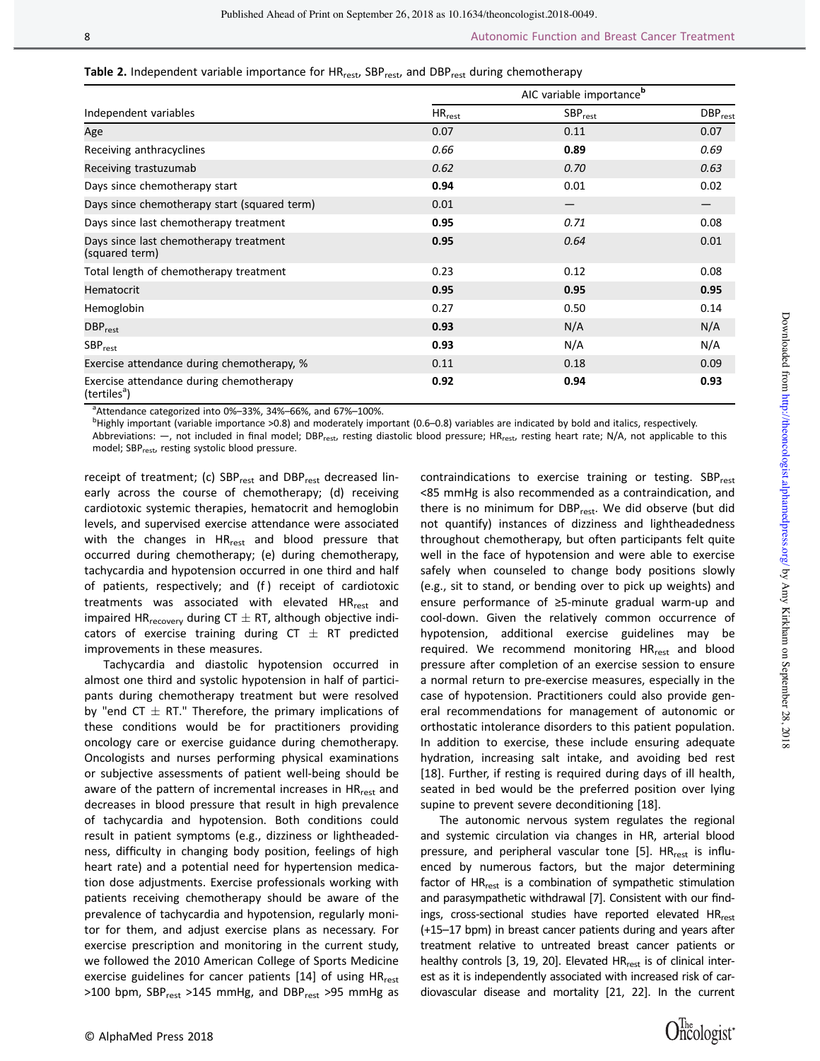**Table 2.** Independent variable importance for $HR_{rest}$, $SBP_{rest}$, and $DBP_{rest}$ during chemotherapy

| Independent variables | AIC variable importance[b] | | |
|---|---|---|---|
| | $HR_{rest}$ | $SBP_{rest}$ | $DBP_{rest}$ |
| Age | 0.07 | 0.11 | 0.07 |
| Receiving anthracyclines | *0.66* | **0.89** | *0.69* |
| Receiving trastuzumab | *0.62* | *0.70* | *0.63* |
| Days since chemotherapy start | **0.94** | 0.01 | 0.02 |
| Days since chemotherapy start (squared term) | 0.01 | — | — |
| Days since last chemotherapy treatment | **0.95** | *0.71* | 0.08 |
| Days since last chemotherapy treatment (squared term) | **0.95** | *0.64* | 0.01 |
| Total length of chemotherapy treatment | 0.23 | 0.12 | 0.08 |
| Hematocrit | **0.95** | **0.95** | **0.95** |
| Hemoglobin | 0.27 | 0.50 | 0.14 |
| $DBP_{rest}$ | **0.93** | N/A | N/A |
| $SBP_{rest}$ | **0.93** | N/A | N/A |
| Exercise attendance during chemotherapy, % | 0.11 | 0.18 | 0.09 |
| Exercise attendance during chemotherapy (tertiles[a]) | **0.92** | **0.94** | **0.93** |

[a]Attendance categorized into 0%–33%, 34%–66%, and 67%–100%.

[b]Highly important (variable importance >0.8) and moderately important (0.6–0.8) variables are indicated by bold and italics, respectively.

Abbreviations: —, not included in final model; $DBP_{rest}$, resting diastolic blood pressure; $HR_{rest}$, resting heart rate; N/A, not applicable to this model; $SBP_{rest}$, resting systolic blood pressure.

receipt of treatment; (c) $SBP_{rest}$ and $DBP_{rest}$ decreased linearly across the course of chemotherapy; (d) receiving cardiotoxic systemic therapies, hematocrit and hemoglobin levels, and supervised exercise attendance were associated with the changes in $HR_{rest}$ and blood pressure that occurred during chemotherapy; (e) during chemotherapy, tachycardia and hypotension occurred in one third and half of patients, respectively; and (f) receipt of cardiotoxic treatments was associated with elevated $HR_{rest}$ and impaired $HR_{recovery}$ during CT $\pm$ RT, although objective indicators of exercise training during CT $\pm$ RT predicted improvements in these measures.

Tachycardia and diastolic hypotension occurred in almost one third and systolic hypotension in half of participants during chemotherapy treatment but were resolved by "end CT $\pm$ RT." Therefore, the primary implications of these conditions would be for practitioners providing oncology care or exercise guidance during chemotherapy. Oncologists and nurses performing physical examinations or subjective assessments of patient well-being should be aware of the pattern of incremental increases in $HR_{rest}$ and decreases in blood pressure that result in high prevalence of tachycardia and hypotension. Both conditions could result in patient symptoms (e.g., dizziness or lightheadedness, difficulty in changing body position, feelings of high heart rate) and a potential need for hypertension medication dose adjustments. Exercise professionals working with patients receiving chemotherapy should be aware of the prevalence of tachycardia and hypotension, regularly monitor for them, and adjust exercise plans as necessary. For exercise prescription and monitoring in the current study, we followed the 2010 American College of Sports Medicine exercise guidelines for cancer patients [14] of using $HR_{rest}$ >100 bpm, $SBP_{rest}$ >145 mmHg, and $DBP_{rest}$ >95 mmHg as contraindications to exercise training or testing. $SBP_{rest}$ <85 mmHg is also recommended as a contraindication, and there is no minimum for $DBP_{rest}$. We did observe (but did not quantify) instances of dizziness and lightheadedness throughout chemotherapy, but often participants felt quite well in the face of hypotension and were able to exercise safely when counseled to change body positions slowly (e.g., sit to stand, or bending over to pick up weights) and ensure performance of ≥5-minute gradual warm-up and cool-down. Given the relatively common occurrence of hypotension, additional exercise guidelines may be required. We recommend monitoring $HR_{rest}$ and blood pressure after completion of an exercise session to ensure a normal return to pre-exercise measures, especially in the case of hypotension. Practitioners could also provide general recommendations for management of autonomic or orthostatic intolerance disorders to this patient population. In addition to exercise, these include ensuring adequate hydration, increasing salt intake, and avoiding bed rest [18]. Further, if resting is required during days of ill health, seated in bed would be the preferred position over lying supine to prevent severe deconditioning [18].

The autonomic nervous system regulates the regional and systemic circulation via changes in HR, arterial blood pressure, and peripheral vascular tone [5]. $HR_{rest}$ is influenced by numerous factors, but the major determining factor of $HR_{rest}$ is a combination of sympathetic stimulation and parasympathetic withdrawal [7]. Consistent with our findings, cross-sectional studies have reported elevated $HR_{rest}$ (+15–17 bpm) in breast cancer patients during and years after treatment relative to untreated breast cancer patients or healthy controls [3, 19, 20]. Elevated $HR_{rest}$ is of clinical interest as it is independently associated with increased risk of cardiovascular disease and mortality [21, 22]. In the current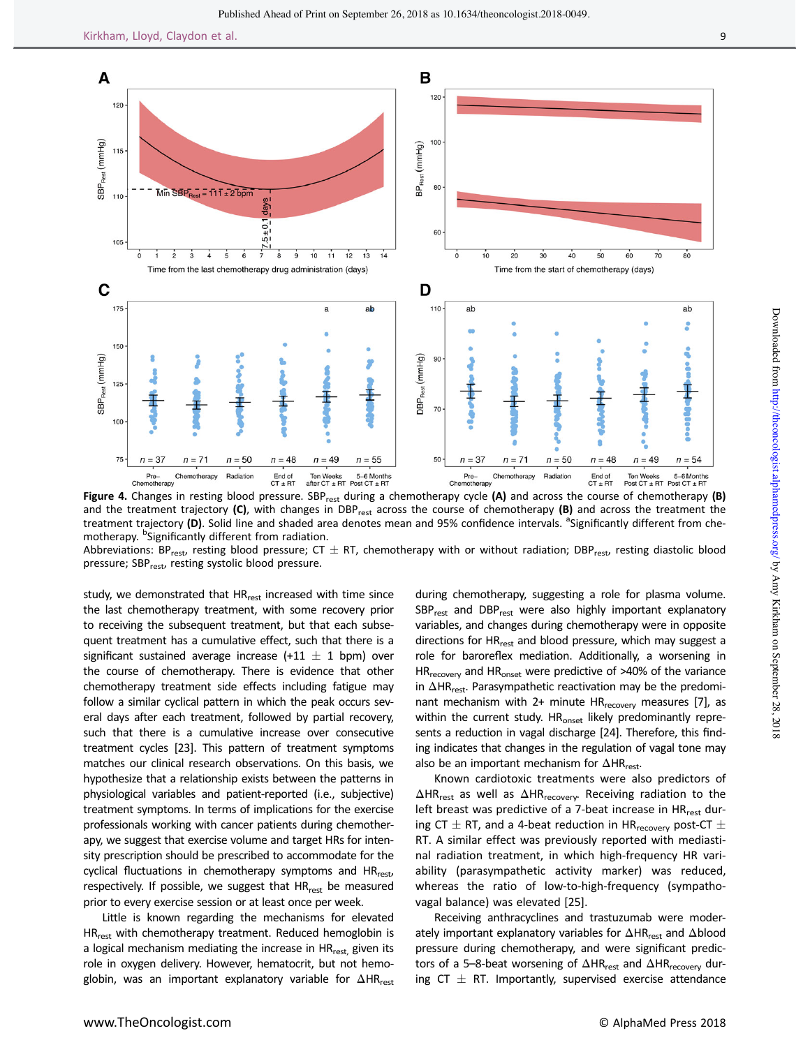**Figure 4.** Changes in resting blood pressure. $SBP_{rest}$ during a chemotherapy cycle **(A)** and across the course of chemotherapy **(B)** and the treatment trajectory **(C)**, with changes in $DBP_{rest}$ across the course of chemotherapy **(B)** and across the treatment trajectory **(D)**. Solid line and shaded area denotes mean and 95% confidence intervals. [a]Significantly different from chemotherapy. [b]Significantly different from radiation.

Abbreviations: $BP_{rest}$, resting blood pressure; CT ± RT, chemotherapy with or without radiation; $DBP_{rest}$, resting diastolic blood pressure; $SBP_{rest}$, resting systolic blood pressure.

study, we demonstrated that $HR_{rest}$ increased with time since the last chemotherapy treatment, with some recovery prior to receiving the subsequent treatment, but that each subsequent treatment has a cumulative effect, such that there is a significant sustained average increase (+11 ± 1 bpm) over the course of chemotherapy. There is evidence that other chemotherapy treatment side effects including fatigue may follow a similar cyclical pattern in which the peak occurs several days after each treatment, followed by partial recovery, such that there is a cumulative increase over consecutive treatment cycles [23]. This pattern of treatment symptoms matches our clinical research observations. On this basis, we hypothesize that a relationship exists between the patterns in physiological variables and patient-reported (i.e., subjective) treatment symptoms. In terms of implications for the exercise professionals working with cancer patients during chemotherapy, we suggest that exercise volume and target HRs for intensity prescription should be prescribed to accommodate for the cyclical fluctuations in chemotherapy symptoms and $HR_{rest}$, respectively. If possible, we suggest that $HR_{rest}$ be measured prior to every exercise session or at least once per week.

Little is known regarding the mechanisms for elevated $HR_{rest}$ with chemotherapy treatment. Reduced hemoglobin is a logical mechanism mediating the increase in $HR_{rest}$, given its role in oxygen delivery. However, hematocrit, but not hemoglobin, was an important explanatory variable for $\Delta HR_{rest}$ during chemotherapy, suggesting a role for plasma volume. $SBP_{rest}$ and $DBP_{rest}$ were also highly important explanatory variables, and changes during chemotherapy were in opposite directions for $HR_{rest}$ and blood pressure, which may suggest a role for baroreflex mediation. Additionally, a worsening in $HR_{recovery}$ and $HR_{onset}$ were predictive of >40% of the variance in $\Delta HR_{rest}$. Parasympathetic reactivation may be the predominant mechanism with 2+ minute $HR_{recovery}$ measures [7], as within the current study. $HR_{onset}$ likely predominantly represents a reduction in vagal discharge [24]. Therefore, this finding indicates that changes in the regulation of vagal tone may also be an important mechanism for $\Delta HR_{rest}$.

Known cardiotoxic treatments were also predictors of $\Delta HR_{rest}$ as well as $\Delta HR_{recovery}$. Receiving radiation to the left breast was predictive of a 7-beat increase in $HR_{rest}$ during CT ± RT, and a 4-beat reduction in $HR_{recovery}$ post-CT ± RT. A similar effect was previously reported with mediastinal radiation treatment, in which high-frequency HR variability (parasympathetic activity marker) was reduced, whereas the ratio of low-to-high-frequency (sympathovagal balance) was elevated [25].

Receiving anthracyclines and trastuzumab were moderately important explanatory variables for $\Delta HR_{rest}$ and Δblood pressure during chemotherapy, and were significant predictors of a 5–8-beat worsening of $\Delta HR_{rest}$ and $\Delta HR_{recovery}$ during CT ± RT. Importantly, supervised exercise attendance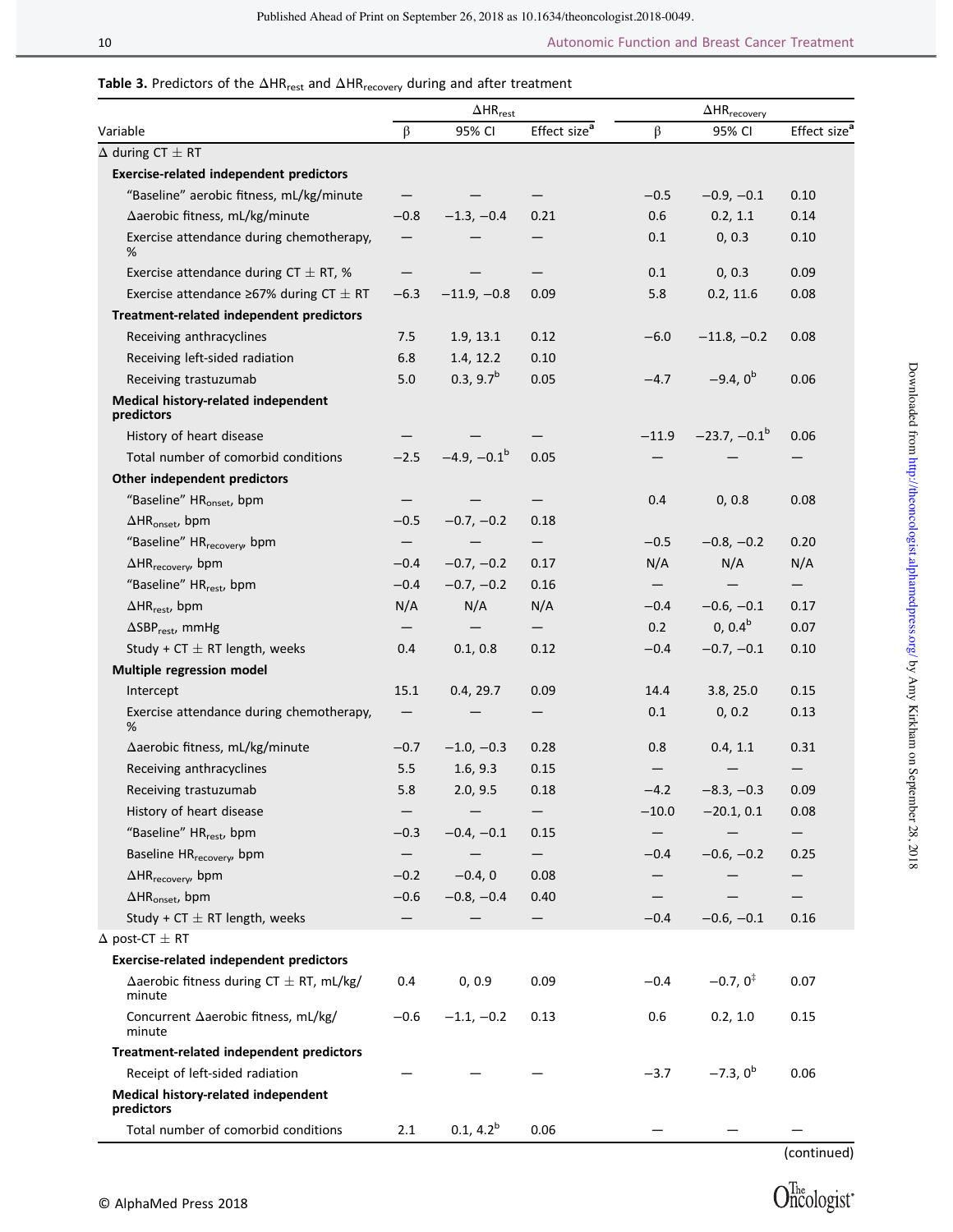**Table 3.** Predictors of the $\Delta HR_{rest}$ and $\Delta HR_{recovery}$ during and after treatment

| | $\Delta HR_{rest}$ | | | $\Delta HR_{recovery}$ | | |
|---|---|---|---|---|---|---|
| Variable | β | 95% CI | Effect size[a] | β | 95% CI | Effect size[a] |
| Δ during CT ± RT | | | | | | |
| **Exercise-related independent predictors** | | | | | | |
| "Baseline" aerobic fitness, mL/kg/minute | — | — | — | −0.5 | −0.9, −0.1 | 0.10 |
| Δaerobic fitness, mL/kg/minute | −0.8 | −1.3, −0.4 | 0.21 | 0.6 | 0.2, 1.1 | 0.14 |
| Exercise attendance during chemotherapy, % | — | — | — | 0.1 | 0, 0.3 | 0.10 |
| Exercise attendance during CT ± RT, % | — | — | — | 0.1 | 0, 0.3 | 0.09 |
| Exercise attendance ≥67% during CT ± RT | −6.3 | −11.9, −0.8 | 0.09 | 5.8 | 0.2, 11.6 | 0.08 |
| **Treatment-related independent predictors** | | | | | | |
| Receiving anthracyclines | 7.5 | 1.9, 13.1 | 0.12 | −6.0 | −11.8, −0.2 | 0.08 |
| Receiving left-sided radiation | 6.8 | 1.4, 12.2 | 0.10 | | | |
| Receiving trastuzumab | 5.0 | 0.3, 9.7[b] | 0.05 | −4.7 | −9.4, 0[b] | 0.06 |
| **Medical history-related independent predictors** | | | | | | |
| History of heart disease | — | — | — | −11.9 | −23.7, −0.1[b] | 0.06 |
| Total number of comorbid conditions | −2.5 | −4.9, −0.1[b] | 0.05 | — | — | — |
| **Other independent predictors** | | | | | | |
| "Baseline" $HR_{onset}$, bpm | — | — | — | 0.4 | 0, 0.8 | 0.08 |
| $\Delta HR_{onset}$, bpm | −0.5 | −0.7, −0.2 | 0.18 | | | |
| "Baseline" $HR_{recovery}$, bpm | — | — | — | −0.5 | −0.8, −0.2 | 0.20 |
| $\Delta HR_{recovery}$, bpm | −0.4 | −0.7, −0.2 | 0.17 | N/A | N/A | N/A |
| "Baseline" $HR_{rest}$, bpm | −0.4 | −0.7, −0.2 | 0.16 | — | — | — |
| $\Delta HR_{rest}$, bpm | N/A | N/A | N/A | −0.4 | −0.6, −0.1 | 0.17 |
| $\Delta SBP_{rest}$, mmHg | — | — | — | 0.2 | 0, 0.4[b] | 0.07 |
| Study + CT ± RT length, weeks | 0.4 | 0.1, 0.8 | 0.12 | −0.4 | −0.7, −0.1 | 0.10 |
| **Multiple regression model** | | | | | | |
| Intercept | 15.1 | 0.4, 29.7 | 0.09 | 14.4 | 3.8, 25.0 | 0.15 |
| Exercise attendance during chemotherapy, % | — | — | — | 0.1 | 0, 0.2 | 0.13 |
| Δaerobic fitness, mL/kg/minute | −0.7 | −1.0, −0.3 | 0.28 | 0.8 | 0.4, 1.1 | 0.31 |
| Receiving anthracyclines | 5.5 | 1.6, 9.3 | 0.15 | — | — | — |
| Receiving trastuzumab | 5.8 | 2.0, 9.5 | 0.18 | −4.2 | −8.3, −0.3 | 0.09 |
| History of heart disease | — | — | — | −10.0 | −20.1, 0.1 | 0.08 |
| "Baseline" $HR_{rest}$, bpm | −0.3 | −0.4, −0.1 | 0.15 | — | — | — |
| Baseline $HR_{recovery}$, bpm | — | — | — | −0.4 | −0.6, −0.2 | 0.25 |
| $\Delta HR_{recovery}$, bpm | −0.2 | −0.4, 0 | 0.08 | — | — | — |
| $\Delta HR_{onset}$, bpm | −0.6 | −0.8, −0.4 | 0.40 | — | — | — |
| Study + CT ± RT length, weeks | — | — | — | −0.4 | −0.6, −0.1 | 0.16 |
| Δ post-CT ± RT | | | | | | |
| **Exercise-related independent predictors** | | | | | | |
| Δaerobic fitness during CT ± RT, mL/kg/minute | 0.4 | 0, 0.9 | 0.09 | −0.4 | −0.7, 0[‡] | 0.07 |
| Concurrent Δaerobic fitness, mL/kg/minute | −0.6 | −1.1, −0.2 | 0.13 | 0.6 | 0.2, 1.0 | 0.15 |
| **Treatment-related independent predictors** | | | | | | |
| Receipt of left-sided radiation | — | — | — | −3.7 | −7.3, 0[b] | 0.06 |
| **Medical history-related independent predictors** | | | | | | |
| Total number of comorbid conditions | 2.1 | 0.1, 4.2[b] | 0.06 | — | — | — |

(continued)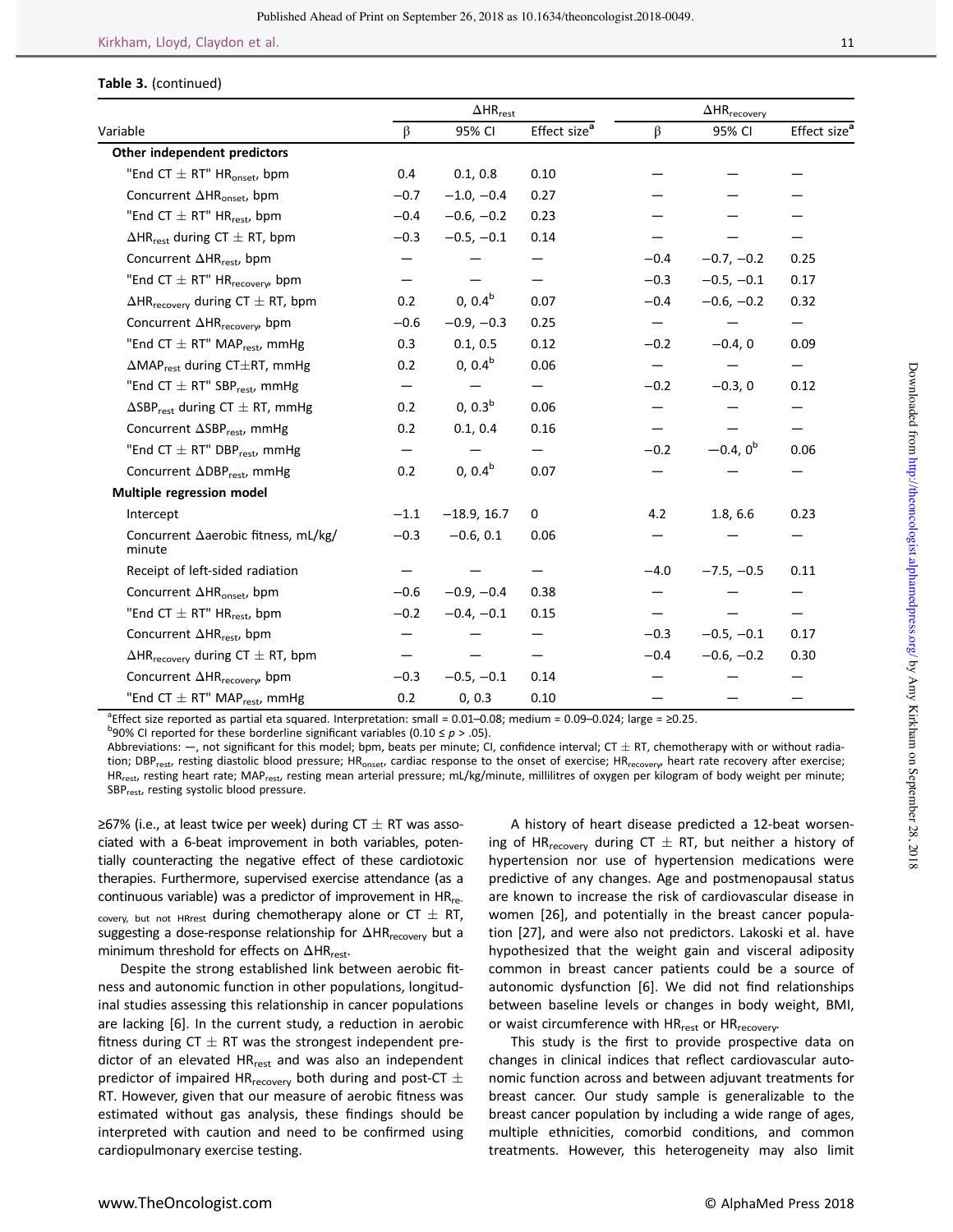**Table 3.** (continued)

| Variable | $\Delta HR_{rest}$ | | | $\Delta HR_{recovery}$ | | |
|---|---|---|---|---|---|---|
| | β | 95% CI | Effect size[a] | β | 95% CI | Effect size[a] |
| **Other independent predictors** | | | | | | |
| "End CT ± RT" $HR_{onset}$, bpm | 0.4 | 0.1, 0.8 | 0.10 | — | — | — |
| Concurrent $\Delta HR_{onset}$, bpm | −0.7 | −1.0, −0.4 | 0.27 | — | — | — |
| "End CT ± RT" $HR_{rest}$, bpm | −0.4 | −0.6, −0.2 | 0.23 | — | — | — |
| $\Delta HR_{rest}$ during CT ± RT, bpm | −0.3 | −0.5, −0.1 | 0.14 | — | — | — |
| Concurrent $\Delta HR_{rest}$, bpm | — | — | — | −0.4 | −0.7, −0.2 | 0.25 |
| "End CT ± RT" $HR_{recovery}$, bpm | — | — | — | −0.3 | −0.5, −0.1 | 0.17 |
| $\Delta HR_{recovery}$ during CT ± RT, bpm | 0.2 | 0, 0.4[b] | 0.07 | −0.4 | −0.6, −0.2 | 0.32 |
| Concurrent $\Delta HR_{recovery}$, bpm | −0.6 | −0.9, −0.3 | 0.25 | — | — | — |
| "End CT ± RT" $MAP_{rest}$, mmHg | 0.3 | 0.1, 0.5 | 0.12 | −0.2 | −0.4, 0 | 0.09 |
| $\Delta MAP_{rest}$ during CT±RT, mmHg | 0.2 | 0, 0.4[b] | 0.06 | — | — | — |
| "End CT ± RT" $SBP_{rest}$, mmHg | — | — | — | −0.2 | −0.3, 0 | 0.12 |
| $\Delta SBP_{rest}$ during CT ± RT, mmHg | 0.2 | 0, 0.3[b] | 0.06 | — | — | — |
| Concurrent $\Delta SBP_{rest}$, mmHg | 0.2 | 0.1, 0.4 | 0.16 | — | — | — |
| "End CT ± RT" $DBP_{rest}$, mmHg | — | — | — | −0.2 | −0.4, 0[b] | 0.06 |
| Concurrent $\Delta DBP_{rest}$, mmHg | 0.2 | 0, 0.4[b] | 0.07 | — | — | — |
| **Multiple regression model** | | | | | | |
| Intercept | −1.1 | −18.9, 16.7 | 0 | 4.2 | 1.8, 6.6 | 0.23 |
| Concurrent Δaerobic fitness, mL/kg/minute | −0.3 | −0.6, 0.1 | 0.06 | — | — | — |
| Receipt of left-sided radiation | — | — | — | −4.0 | −7.5, −0.5 | 0.11 |
| Concurrent $\Delta HR_{onset}$, bpm | −0.6 | −0.9, −0.4 | 0.38 | — | — | — |
| "End CT ± RT" $HR_{rest}$, bpm | −0.2 | −0.4, −0.1 | 0.15 | — | — | — |
| Concurrent $\Delta HR_{rest}$, bpm | — | — | — | −0.3 | −0.5, −0.1 | 0.17 |
| $\Delta HR_{recovery}$ during CT ± RT, bpm | — | — | — | −0.4 | −0.6, −0.2 | 0.30 |
| Concurrent $\Delta HR_{recovery}$, bpm | −0.3 | −0.5, −0.1 | 0.14 | — | — | — |
| "End CT ± RT" $MAP_{rest}$, mmHg | 0.2 | 0, 0.3 | 0.10 | — | — | — |

[a]Effect size reported as partial eta squared. Interpretation: small = 0.01–0.08; medium = 0.09–0.024; large = ≥0.25.
[b]90% CI reported for these borderline significant variables (0.10 ≤ $p$ > .05).
Abbreviations: —, not significant for this model; bpm, beats per minute; CI, confidence interval; CT ± RT, chemotherapy with or without radiation; $DBP_{rest}$, resting diastolic blood pressure; $HR_{onset}$, cardiac response to the onset of exercise; $HR_{recovery}$, heart rate recovery after exercise; $HR_{rest}$, resting heart rate; $MAP_{rest}$, resting mean arterial pressure; mL/kg/minute, millilitres of oxygen per kilogram of body weight per minute; $SBP_{rest}$, resting systolic blood pressure.

≥67% (i.e., at least twice per week) during CT ± RT was associated with a 6-beat improvement in both variables, potentially counteracting the negative effect of these cardiotoxic therapies. Furthermore, supervised exercise attendance (as a continuous variable) was a predictor of improvement in $HR_{recovery}$, but not $HR_{rest}$ during chemotherapy alone or CT ± RT, suggesting a dose-response relationship for $\Delta HR_{recovery}$ but a minimum threshold for effects on $\Delta HR_{rest}$.

Despite the strong established link between aerobic fitness and autonomic function in other populations, longitudinal studies assessing this relationship in cancer populations are lacking [6]. In the current study, a reduction in aerobic fitness during CT ± RT was the strongest independent predictor of an elevated $HR_{rest}$ and was also an independent predictor of impaired $HR_{recovery}$ both during and post-CT ± RT. However, given that our measure of aerobic fitness was estimated without gas analysis, these findings should be interpreted with caution and need to be confirmed using cardiopulmonary exercise testing.

A history of heart disease predicted a 12-beat worsening of $HR_{recovery}$ during CT ± RT, but neither a history of hypertension nor use of hypertension medications were predictive of any changes. Age and postmenopausal status are known to increase the risk of cardiovascular disease in women [26], and potentially in the breast cancer population [27], and were also not predictors. Lakoski et al. have hypothesized that the weight gain and visceral adiposity common in breast cancer patients could be a source of autonomic dysfunction [6]. We did not find relationships between baseline levels or changes in body weight, BMI, or waist circumference with $HR_{rest}$ or $HR_{recovery}$.

This study is the first to provide prospective data on changes in clinical indices that reflect cardiovascular autonomic function across and between adjuvant treatments for breast cancer. Our study sample is generalizable to the breast cancer population by including a wide range of ages, multiple ethnicities, comorbid conditions, and common treatments. However, this heterogeneity may also limit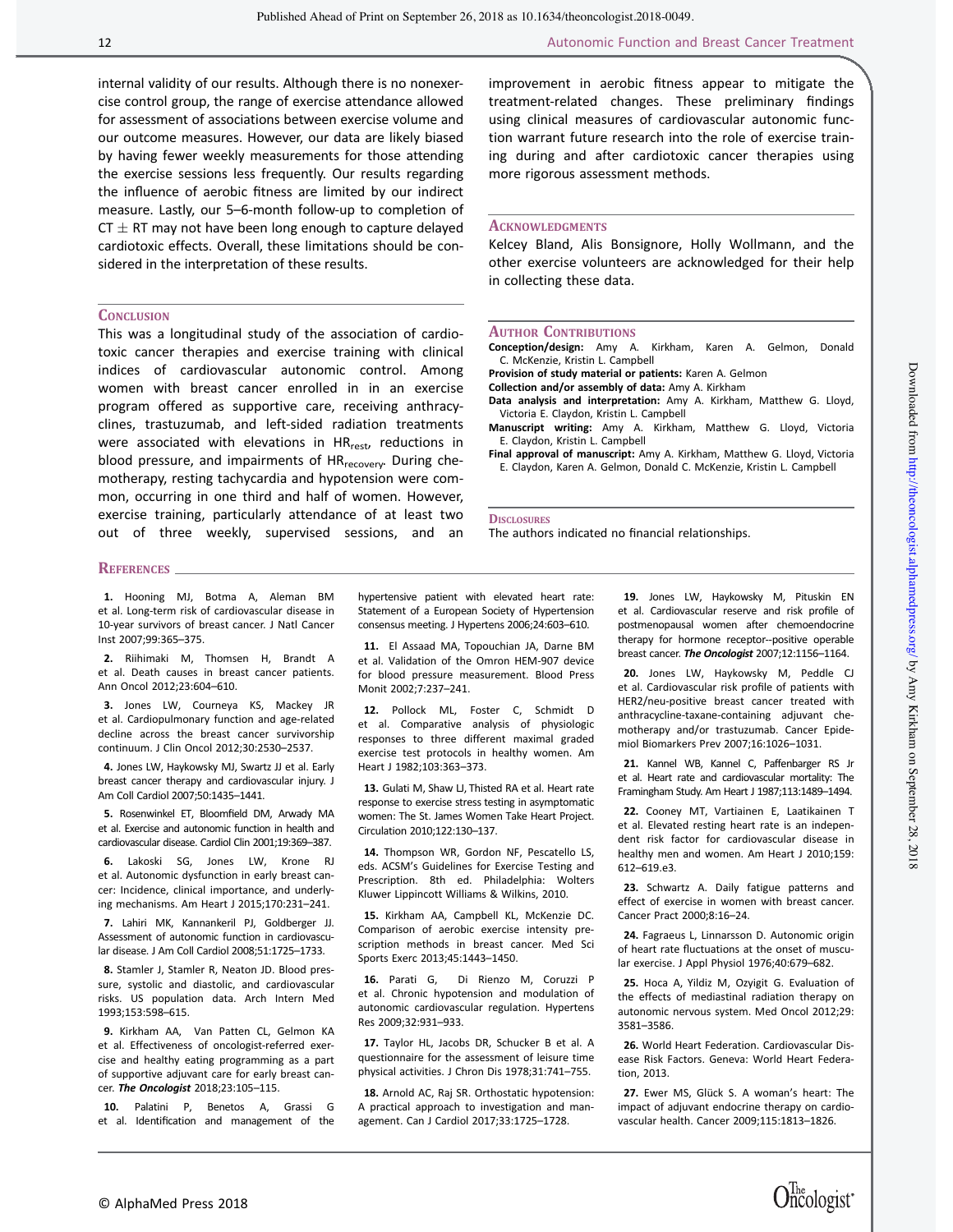internal validity of our results. Although there is no nonexercise control group, the range of exercise attendance allowed for assessment of associations between exercise volume and our outcome measures. However, our data are likely biased by having fewer weekly measurements for those attending the exercise sessions less frequently. Our results regarding the influence of aerobic fitness are limited by our indirect measure. Lastly, our 5–6-month follow-up to completion of CT $\pm$ RT may not have been long enough to capture delayed cardiotoxic effects. Overall, these limitations should be considered in the interpretation of these results.

## Conclusion

This was a longitudinal study of the association of cardiotoxic cancer therapies and exercise training with clinical indices of cardiovascular autonomic control. Among women with breast cancer enrolled in in an exercise program offered as supportive care, receiving anthracyclines, trastuzumab, and left-sided radiation treatments were associated with elevations in $HR_{rest}$, reductions in blood pressure, and impairments of $HR_{recovery}$. During chemotherapy, resting tachycardia and hypotension were common, occurring in one third and half of women. However, exercise training, particularly attendance of at least two out of three weekly, supervised sessions, and an improvement in aerobic fitness appear to mitigate the treatment-related changes. These preliminary findings using clinical measures of cardiovascular autonomic function warrant future research into the role of exercise training during and after cardiotoxic cancer therapies using more rigorous assessment methods.

## Acknowledgments

Kelcey Bland, Alis Bonsignore, Holly Wollmann, and the other exercise volunteers are acknowledged for their help in collecting these data.

## Author Contributions

**Conception/design:** Amy A. Kirkham, Karen A. Gelmon, Donald C. McKenzie, Kristin L. Campbell

**Provision of study material or patients:** Karen A. Gelmon

**Collection and/or assembly of data:** Amy A. Kirkham

**Data analysis and interpretation:** Amy A. Kirkham, Matthew G. Lloyd, Victoria E. Claydon, Kristin L. Campbell

**Manuscript writing:** Amy A. Kirkham, Matthew G. Lloyd, Victoria E. Claydon, Kristin L. Campbell

**Final approval of manuscript:** Amy A. Kirkham, Matthew G. Lloyd, Victoria E. Claydon, Karen A. Gelmon, Donald C. McKenzie, Kristin L. Campbell

## Disclosures

The authors indicated no financial relationships.

## References

**1.** Hooning MJ, Botma A, Aleman BM et al. Long-term risk of cardiovascular disease in 10-year survivors of breast cancer. J Natl Cancer Inst 2007;99:365–375.

**2.** Riihimaki M, Thomsen H, Brandt A et al. Death causes in breast cancer patients. Ann Oncol 2012;23:604–610.

**3.** Jones LW, Courneya KS, Mackey JR et al. Cardiopulmonary function and age-related decline across the breast cancer survivorship continuum. J Clin Oncol 2012;30:2530–2537.

**4.** Jones LW, Haykowsky MJ, Swartz JJ et al. Early breast cancer therapy and cardiovascular injury. J Am Coll Cardiol 2007;50:1435–1441.

**5.** Rosenwinkel ET, Bloomfield DM, Arwady MA et al. Exercise and autonomic function in health and cardiovascular disease. Cardiol Clin 2001;19:369–387.

**6.** Lakoski SG, Jones LW, Krone RJ et al. Autonomic dysfunction in early breast cancer: Incidence, clinical importance, and underlying mechanisms. Am Heart J 2015;170:231–241.

**7.** Lahiri MK, Kannankeril PJ, Goldberger JJ. Assessment of autonomic function in cardiovascular disease. J Am Coll Cardiol 2008;51:1725–1733.

**8.** Stamler J, Stamler R, Neaton JD. Blood pressure, systolic and diastolic, and cardiovascular risks. US population data. Arch Intern Med 1993;153:598–615.

**9.** Kirkham AA, Van Patten CL, Gelmon KA et al. Effectiveness of oncologist-referred exercise and healthy eating programming as a part of supportive adjuvant care for early breast cancer. ***The Oncologist*** 2018;23:105–115.

**10.** Palatini P, Benetos A, Grassi G et al. Identification and management of the hypertensive patient with elevated heart rate: Statement of a European Society of Hypertension consensus meeting. J Hypertens 2006;24:603–610.

**11.** El Assaad MA, Topouchian JA, Darne BM et al. Validation of the Omron HEM-907 device for blood pressure measurement. Blood Press Monit 2002;7:237–241.

**12.** Pollock ML, Foster C, Schmidt D et al. Comparative analysis of physiologic responses to three different maximal graded exercise test protocols in healthy women. Am Heart J 1982;103:363–373.

**13.** Gulati M, Shaw LJ, Thisted RA et al. Heart rate response to exercise stress testing in asymptomatic women: The St. James Women Take Heart Project. Circulation 2010;122:130–137.

**14.** Thompson WR, Gordon NF, Pescatello LS, eds. ACSM's Guidelines for Exercise Testing and Prescription. 8th ed. Philadelphia: Wolters Kluwer Lippincott Williams & Wilkins, 2010.

**15.** Kirkham AA, Campbell KL, McKenzie DC. Comparison of aerobic exercise intensity prescription methods in breast cancer. Med Sci Sports Exerc 2013;45:1443–1450.

**16.** Parati G, Di Rienzo M, Coruzzi P et al. Chronic hypotension and modulation of autonomic cardiovascular regulation. Hypertens Res 2009;32:931–933.

**17.** Taylor HL, Jacobs DR, Schucker B et al. A questionnaire for the assessment of leisure time physical activities. J Chron Dis 1978;31:741–755.

**18.** Arnold AC, Raj SR. Orthostatic hypotension: A practical approach to investigation and management. Can J Cardiol 2017;33:1725–1728.

**19.** Jones LW, Haykowsky M, Pituskin EN et al. Cardiovascular reserve and risk profile of postmenopausal women after chemoendocrine therapy for hormone receptor--positive operable breast cancer. ***The Oncologist*** 2007;12:1156–1164.

**20.** Jones LW, Haykowsky M, Peddle CJ et al. Cardiovascular risk profile of patients with HER2/neu-positive breast cancer treated with anthracycline-taxane-containing adjuvant chemotherapy and/or trastuzumab. Cancer Epidemiol Biomarkers Prev 2007;16:1026–1031.

**21.** Kannel WB, Kannel C, Paffenbarger RS Jr et al. Heart rate and cardiovascular mortality: The Framingham Study. Am Heart J 1987;113:1489–1494.

**22.** Cooney MT, Vartiainen E, Laatikainen T et al. Elevated resting heart rate is an independent risk factor for cardiovascular disease in healthy men and women. Am Heart J 2010;159:612–619.e3.

**23.** Schwartz A. Daily fatigue patterns and effect of exercise in women with breast cancer. Cancer Pract 2000;8:16–24.

**24.** Fagraeus L, Linnarsson D. Autonomic origin of heart rate fluctuations at the onset of muscular exercise. J Appl Physiol 1976;40:679–682.

**25.** Hoca A, Yildiz M, Ozyigit G. Evaluation of the effects of mediastinal radiation therapy on autonomic nervous system. Med Oncol 2012;29:3581–3586.

**26.** World Heart Federation. Cardiovascular Disease Risk Factors. Geneva: World Heart Federation, 2013.

**27.** Ewer MS, Glück S. A woman's heart: The impact of adjuvant endocrine therapy on cardiovascular health. Cancer 2009;115:1813–1826.